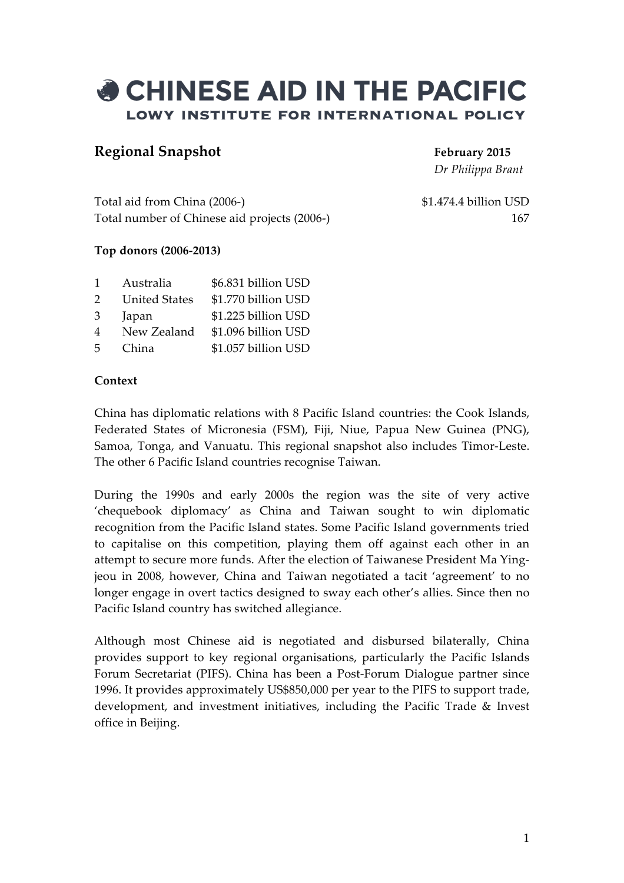# CHINESE AID IN THE PACIFIC

## LOWY INSTITUTE FOR INTERNATIONAL POLICY

## Regional Snapshot

**February 2015**
*Dr Philippa Brant*

| | |
|---|---|
| Total aid from China (2006-) | $1.474.4 billion USD |
| Total number of Chinese aid projects (2006-) | 167 |

**Top donors (2006-2013)**

| | | |
|---|---|---|
| 1 | Australia | $6.831 billion USD |
| 2 | United States | $1.770 billion USD |
| 3 | Japan | $1.225 billion USD |
| 4 | New Zealand | $1.096 billion USD |
| 5 | China | $1.057 billion USD |

**Context**

China has diplomatic relations with 8 Pacific Island countries: the Cook Islands, Federated States of Micronesia (FSM), Fiji, Niue, Papua New Guinea (PNG), Samoa, Tonga, and Vanuatu. This regional snapshot also includes Timor-Leste. The other 6 Pacific Island countries recognise Taiwan.

During the 1990s and early 2000s the region was the site of very active 'chequebook diplomacy' as China and Taiwan sought to win diplomatic recognition from the Pacific Island states. Some Pacific Island governments tried to capitalise on this competition, playing them off against each other in an attempt to secure more funds. After the election of Taiwanese President Ma Ying-jeou in 2008, however, China and Taiwan negotiated a tacit 'agreement' to no longer engage in overt tactics designed to sway each other's allies. Since then no Pacific Island country has switched allegiance.

Although most Chinese aid is negotiated and disbursed bilaterally, China provides support to key regional organisations, particularly the Pacific Islands Forum Secretariat (PIFS). China has been a Post-Forum Dialogue partner since 1996. It provides approximately US$850,000 per year to the PIFS to support trade, development, and investment initiatives, including the Pacific Trade & Invest office in Beijing.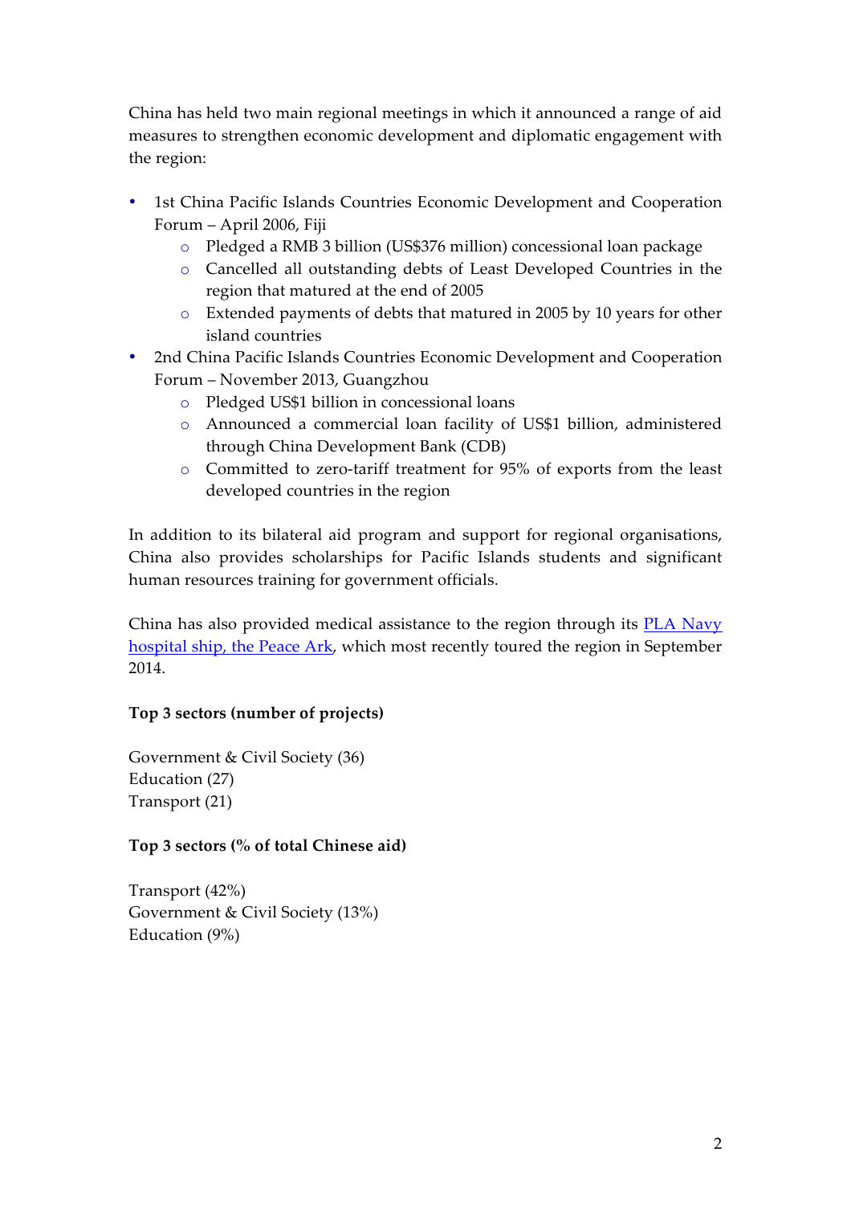China has held two main regional meetings in which it announced a range of aid measures to strengthen economic development and diplomatic engagement with the region:

- 1st China Pacific Islands Countries Economic Development and Cooperation Forum – April 2006, Fiji
  - Pledged a RMB 3 billion (US$376 million) concessional loan package
  - Cancelled all outstanding debts of Least Developed Countries in the region that matured at the end of 2005
  - Extended payments of debts that matured in 2005 by 10 years for other island countries
- 2nd China Pacific Islands Countries Economic Development and Cooperation Forum – November 2013, Guangzhou
  - Pledged US$1 billion in concessional loans
  - Announced a commercial loan facility of US$1 billion, administered through China Development Bank (CDB)
  - Committed to zero-tariff treatment for 95% of exports from the least developed countries in the region

In addition to its bilateral aid program and support for regional organisations, China also provides scholarships for Pacific Islands students and significant human resources training for government officials.

China has also provided medical assistance to the region through its PLA Navy hospital ship, the Peace Ark, which most recently toured the region in September 2014.

**Top 3 sectors (number of projects)**

Government & Civil Society (36)
Education (27)
Transport (21)

**Top 3 sectors (% of total Chinese aid)**

Transport (42%)
Government & Civil Society (13%)
Education (9%)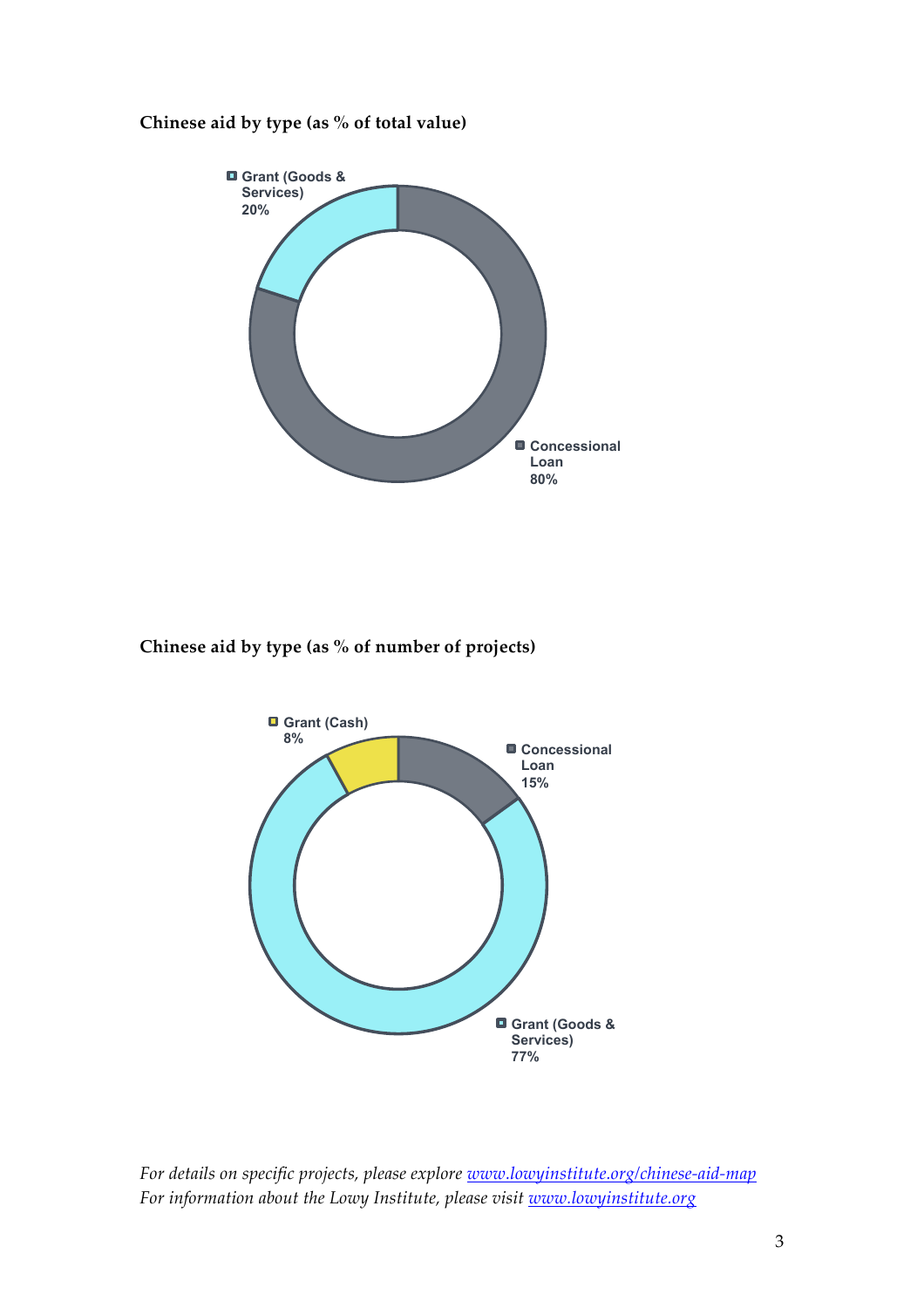**Chinese aid by type (as % of total value)**

Grant (Goods & Services)
20%

Concessional Loan
80%

**Chinese aid by type (as % of number of projects)**

Grant (Cash)
8%

Concessional Loan
15%

Grant (Goods & Services)
77%

*For details on specific projects, please explore [www.lowyinstitute.org/chinese-aid-map](http://www.lowyinstitute.org/chinese-aid-map)*
*For information about the Lowy Institute, please visit [www.lowyinstitute.org](http://www.lowyinstitute.org)*